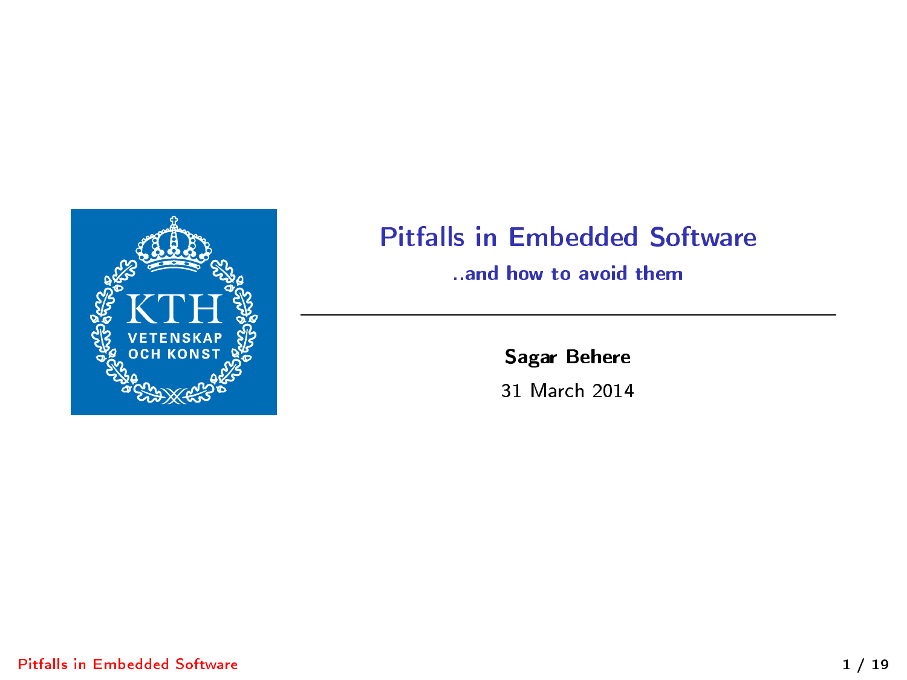# Pitfalls in Embedded Software

## ..and how to avoid them

**Sagar Behere**

31 March 2014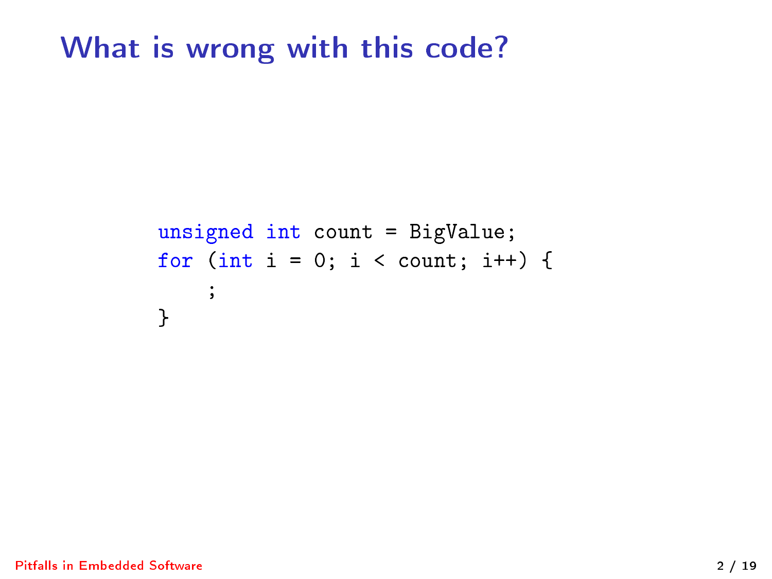# What is wrong with this code?

```
unsigned int count = BigValue;
for (int i = 0; i < count; i++) {
    ;
}
```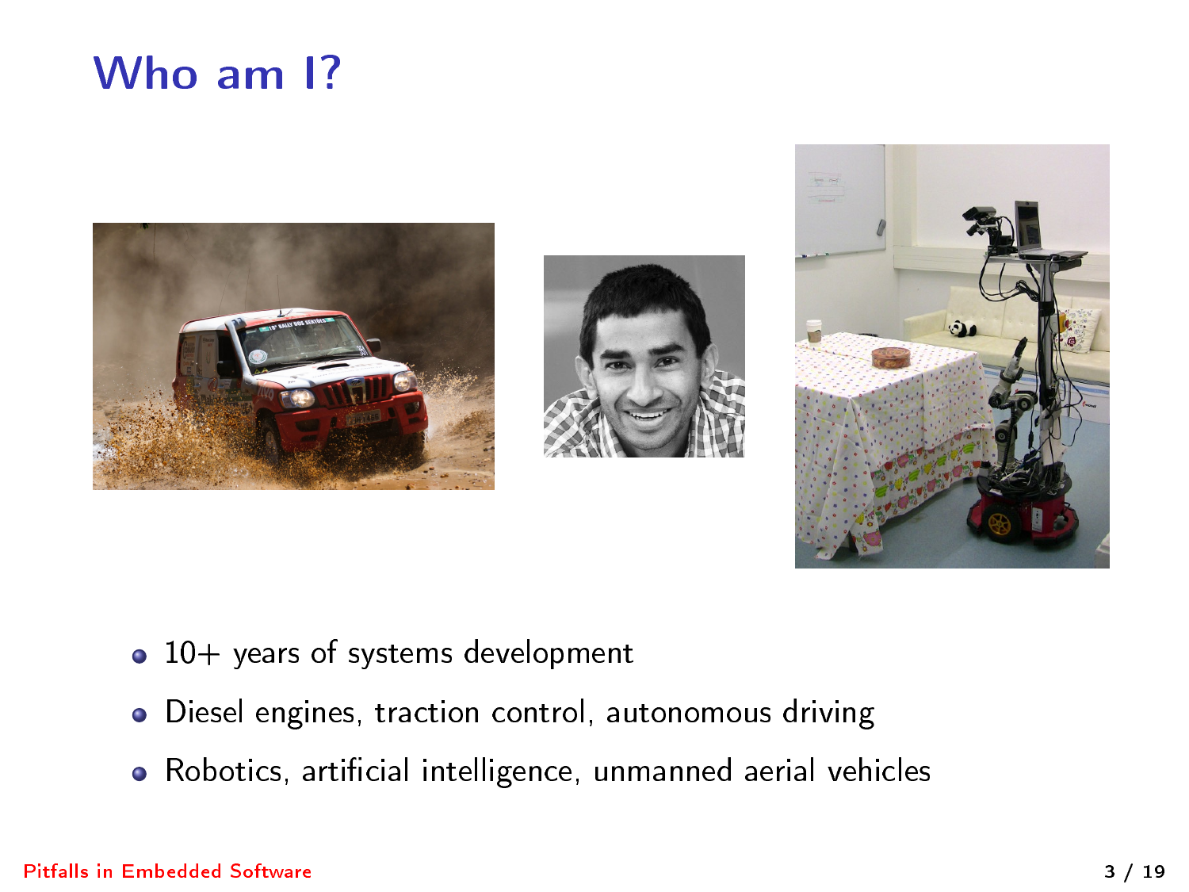# Who am I?

- 10+ years of systems development
- Diesel engines, traction control, autonomous driving
- Robotics, artificial intelligence, unmanned aerial vehicles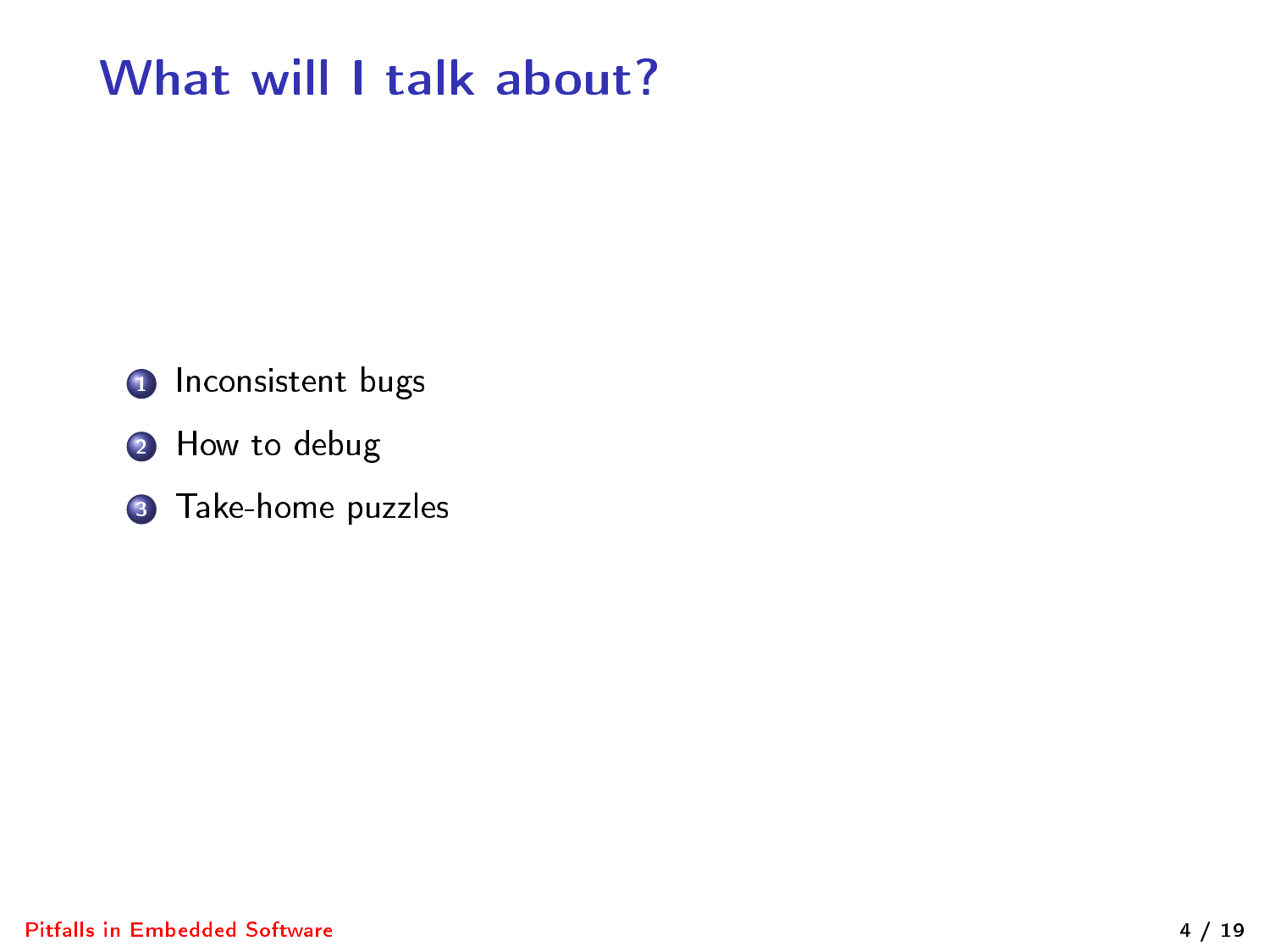# What will I talk about?

1. Inconsistent bugs
2. How to debug
3. Take-home puzzles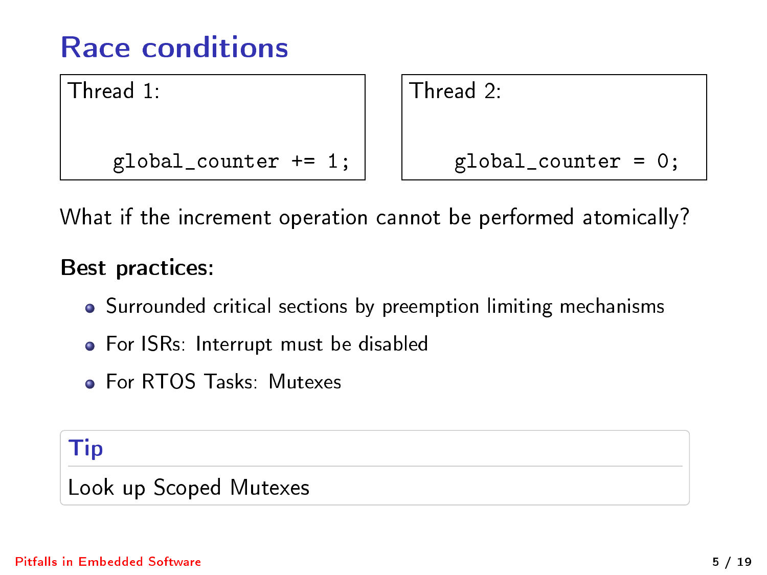# Race conditions

Thread 1:

```
global_counter += 1;
```

Thread 2:

```
global_counter = 0;
```

What if the increment operation cannot be performed atomically?

**Best practices:**

- Surrounded critical sections by preemption limiting mechanisms
- For ISRs: Interrupt must be disabled
- For RTOS Tasks: Mutexes

**Tip**

Look up Scoped Mutexes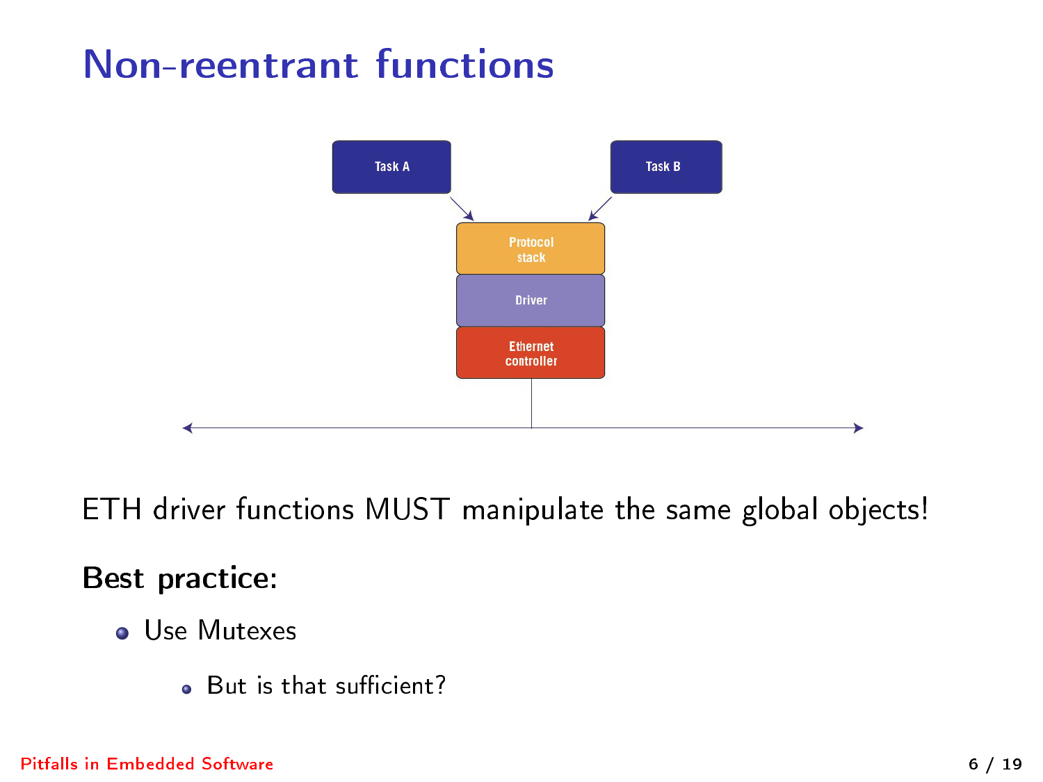# Non-reentrant functions

ETH driver functions MUST manipulate the same global objects!

**Best practice:**

- Use Mutexes
  - But is that sufficient?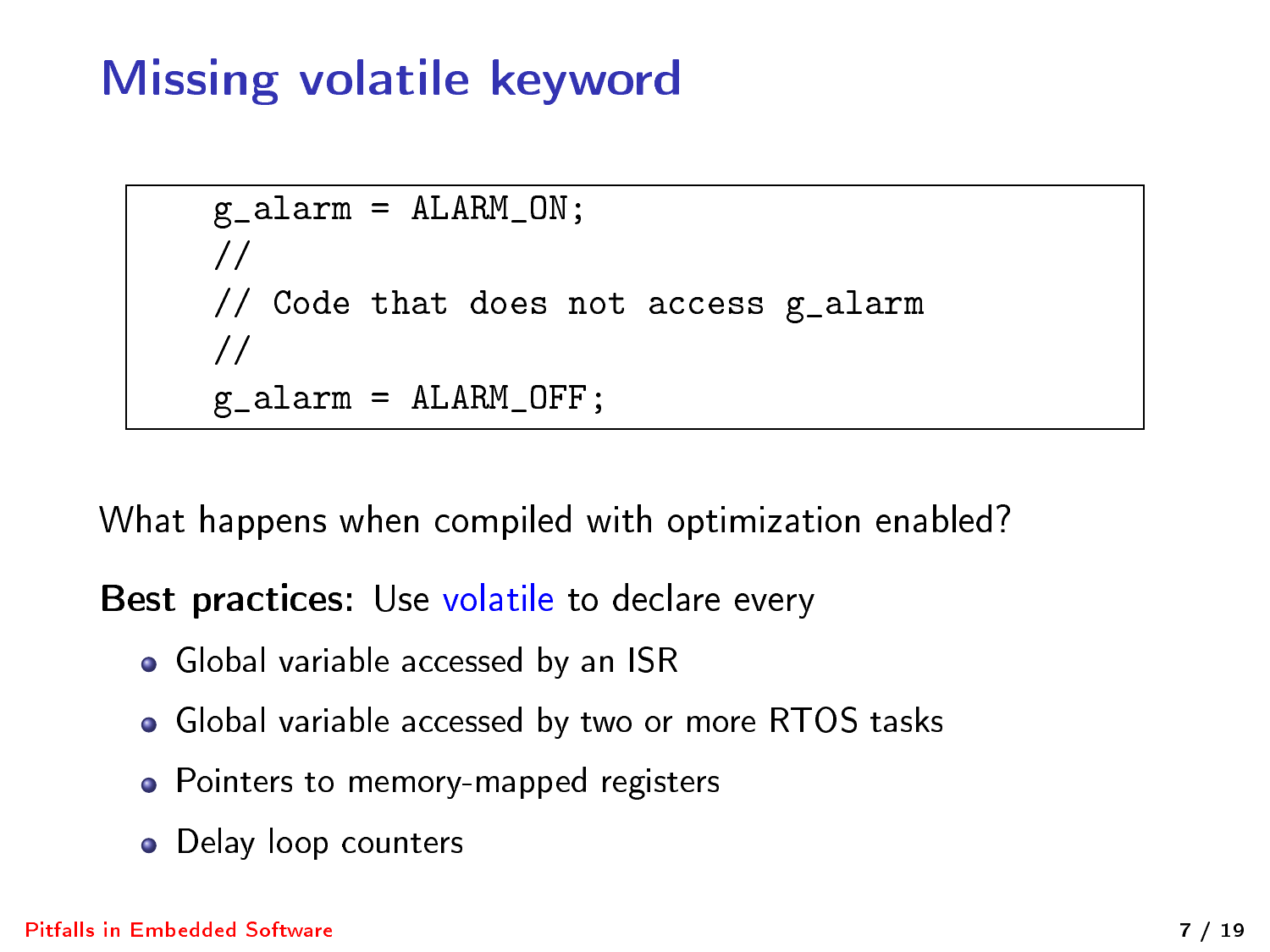# Missing volatile keyword

```
g_alarm = ALARM_ON;
//
// Code that does not access g_alarm
//
g_alarm = ALARM_OFF;
```

What happens when compiled with optimization enabled?

**Best practices:** Use volatile to declare every

- Global variable accessed by an ISR
- Global variable accessed by two or more RTOS tasks
- Pointers to memory-mapped registers
- Delay loop counters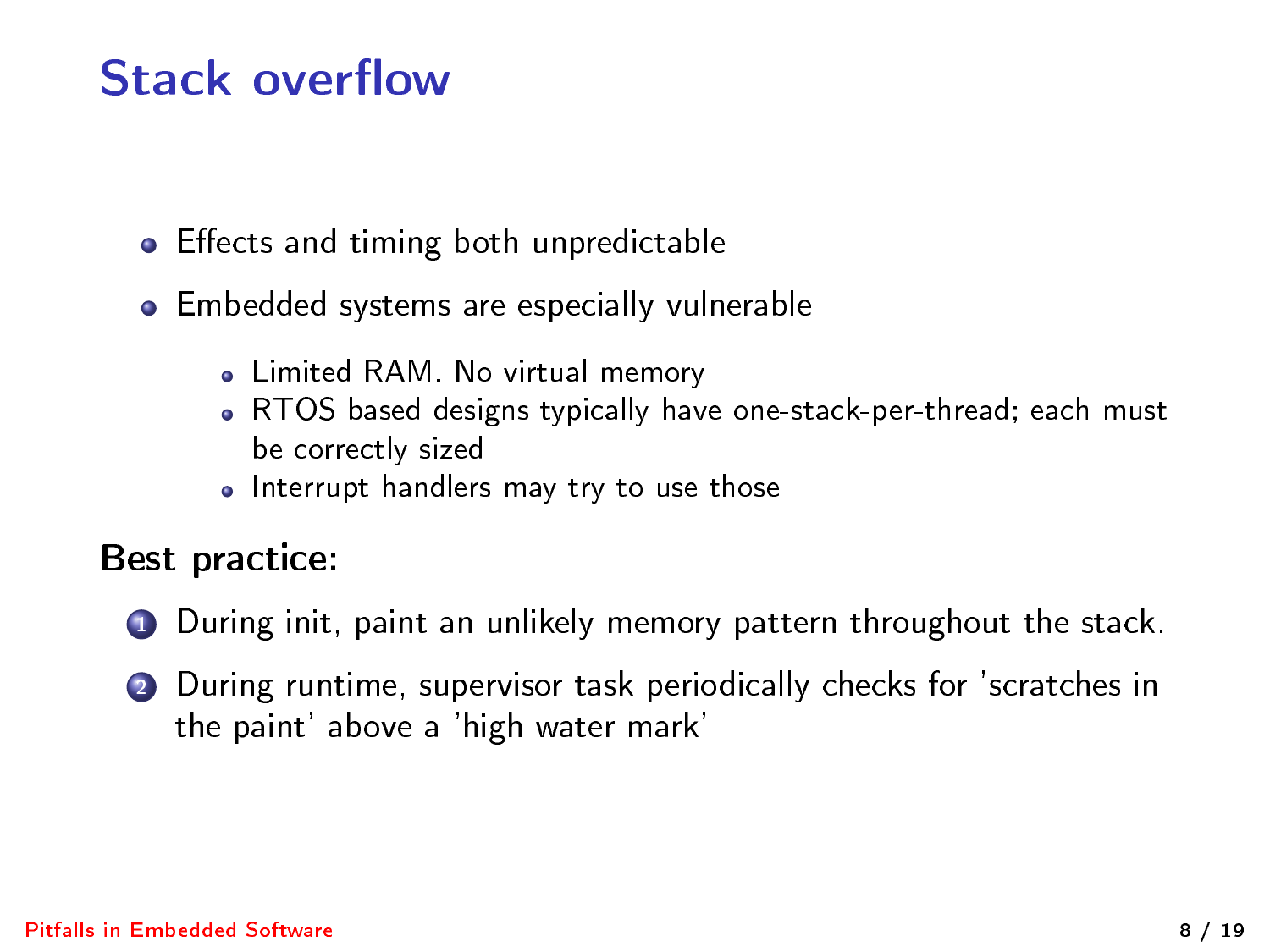# Stack overflow

- Effects and timing both unpredictable
- Embedded systems are especially vulnerable
  - Limited RAM. No virtual memory
  - RTOS based designs typically have one-stack-per-thread; each must be correctly sized
  - Interrupt handlers may try to use those

**Best practice:**

1. During init, paint an unlikely memory pattern throughout the stack.
2. During runtime, supervisor task periodically checks for 'scratches in the paint' above a 'high water mark'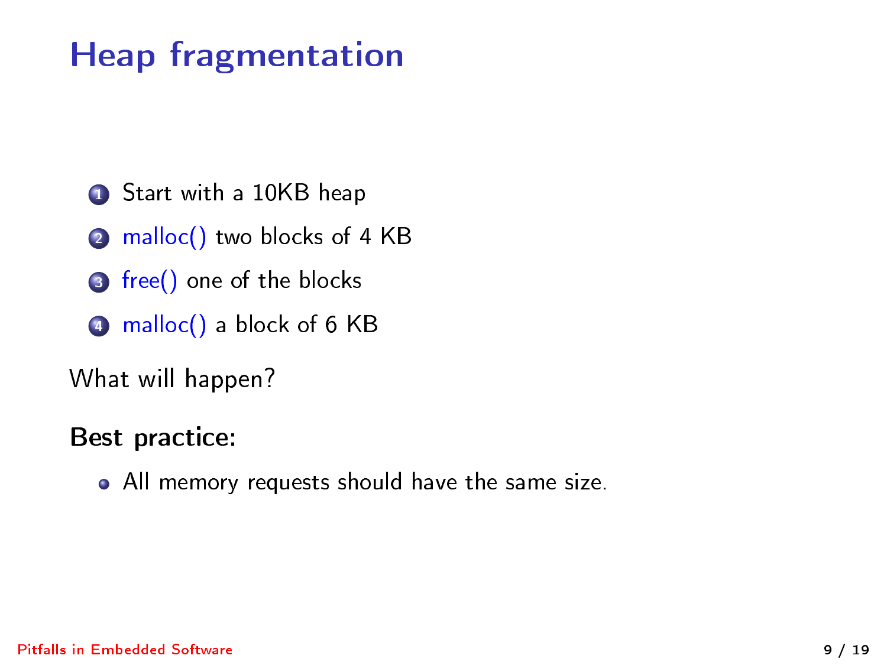# Heap fragmentation

1. Start with a 10KB heap
2. malloc() two blocks of 4 KB
3. free() one of the blocks
4. malloc() a block of 6 KB

What will happen?

**Best practice:**

- All memory requests should have the same size.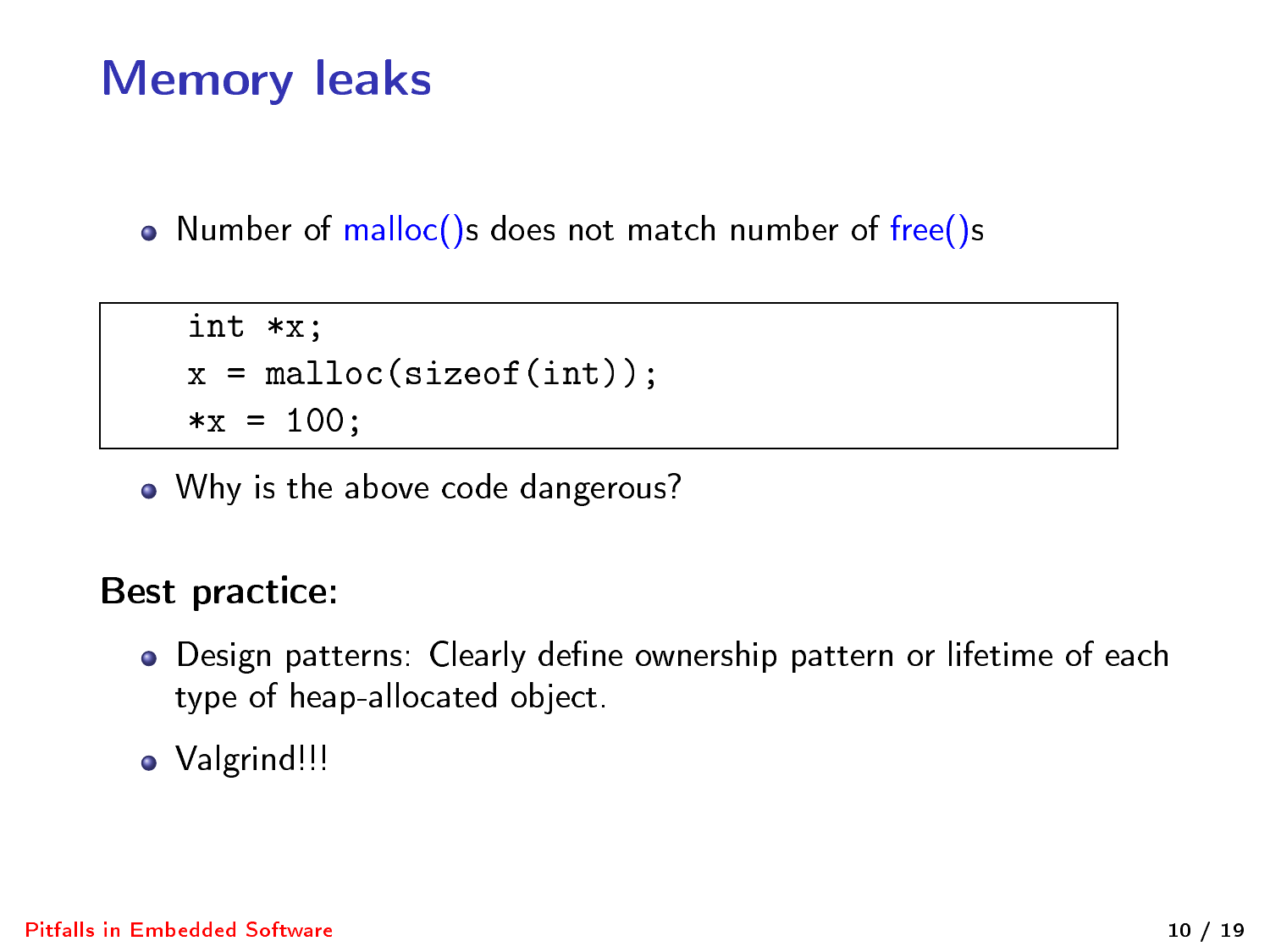# Memory leaks

- Number of malloc()s does not match number of free()s

```
int *x;
x = malloc(sizeof(int));
*x = 100;
```

- Why is the above code dangerous?

**Best practice:**

- Design patterns: Clearly define ownership pattern or lifetime of each type of heap-allocated object.
- Valgrind!!!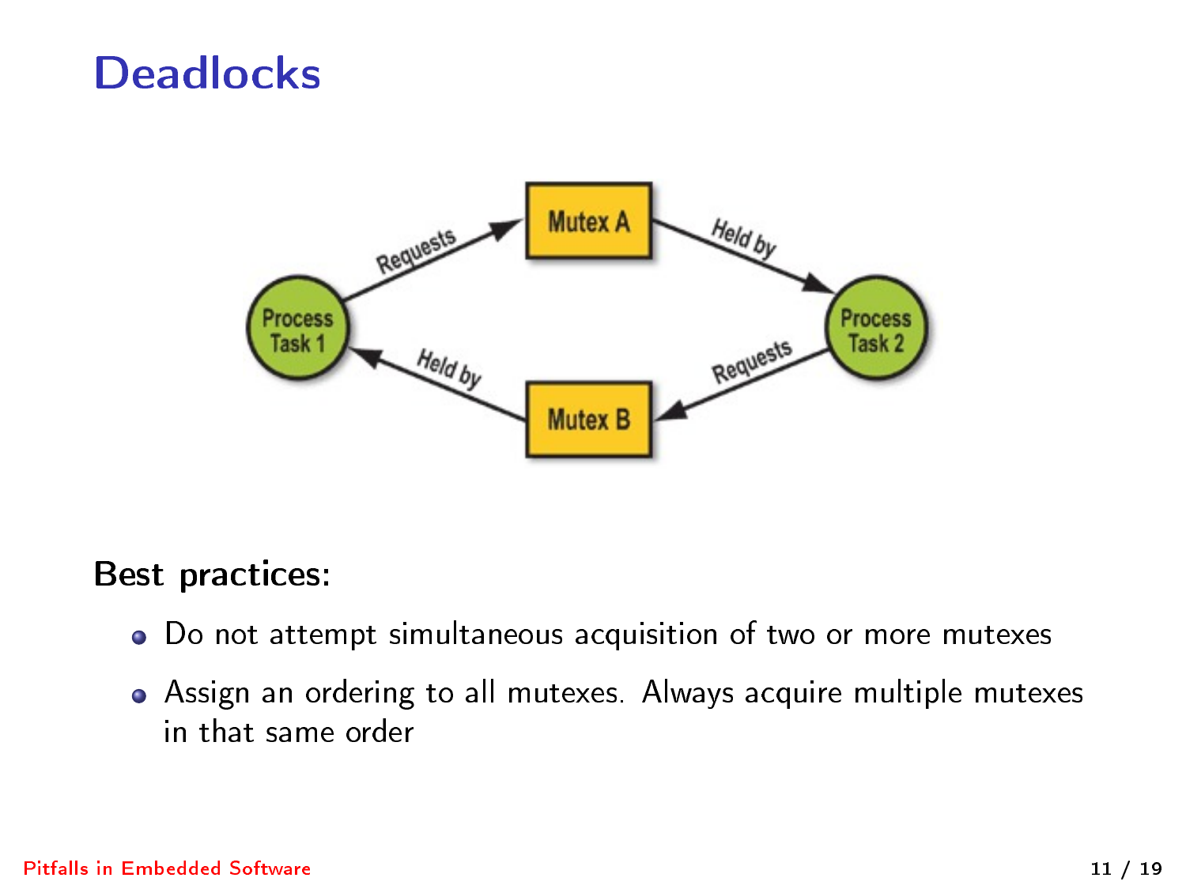# Deadlocks

**Best practices:**

- Do not attempt simultaneous acquisition of two or more mutexes
- Assign an ordering to all mutexes. Always acquire multiple mutexes in that same order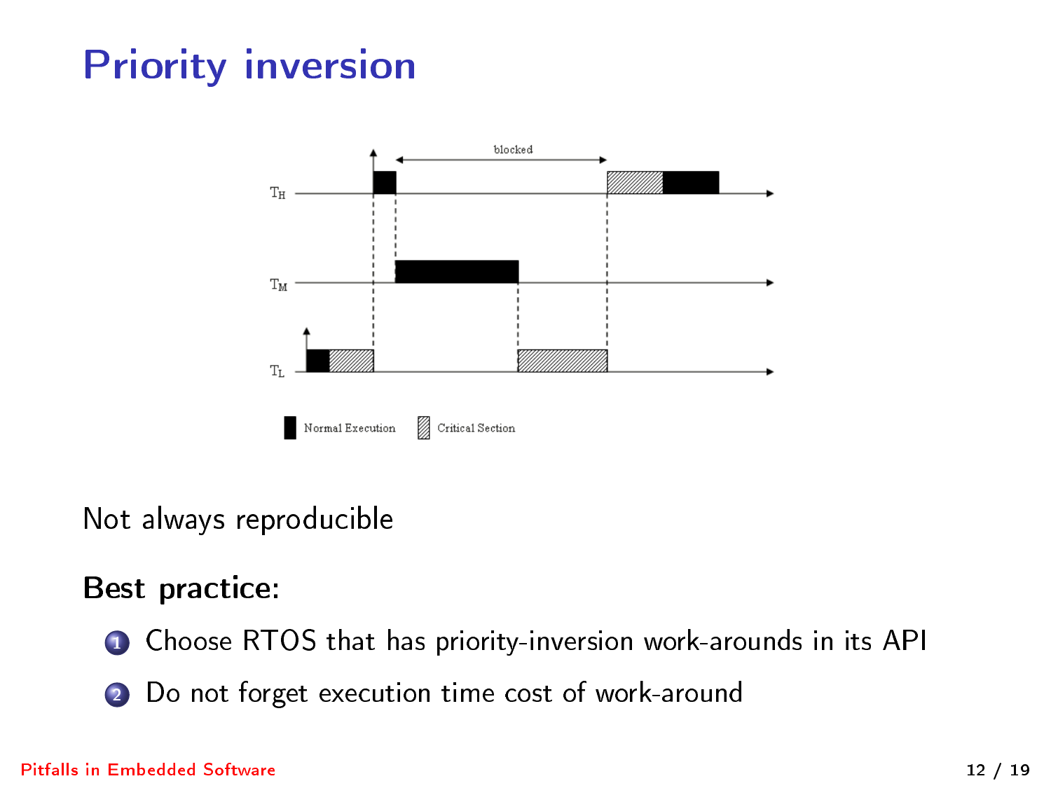# Priority inversion

Not always reproducible

**Best practice:**

1. Choose RTOS that has priority-inversion work-arounds in its API
2. Do not forget execution time cost of work-around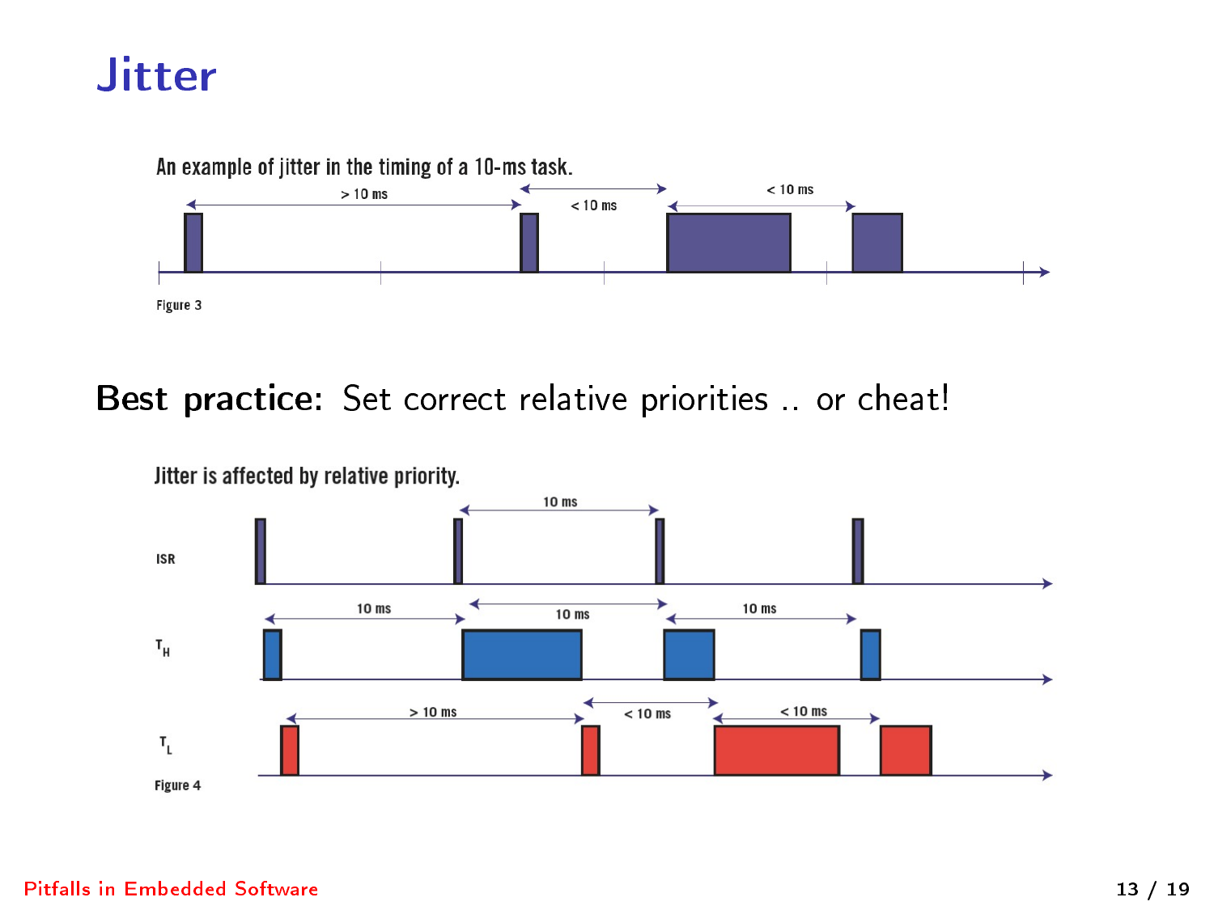# Jitter

An example of jitter in the timing of a 10-ms task.

Figure 3

**Best practice:** Set correct relative priorities .. or cheat!

Jitter is affected by relative priority.

Figure 4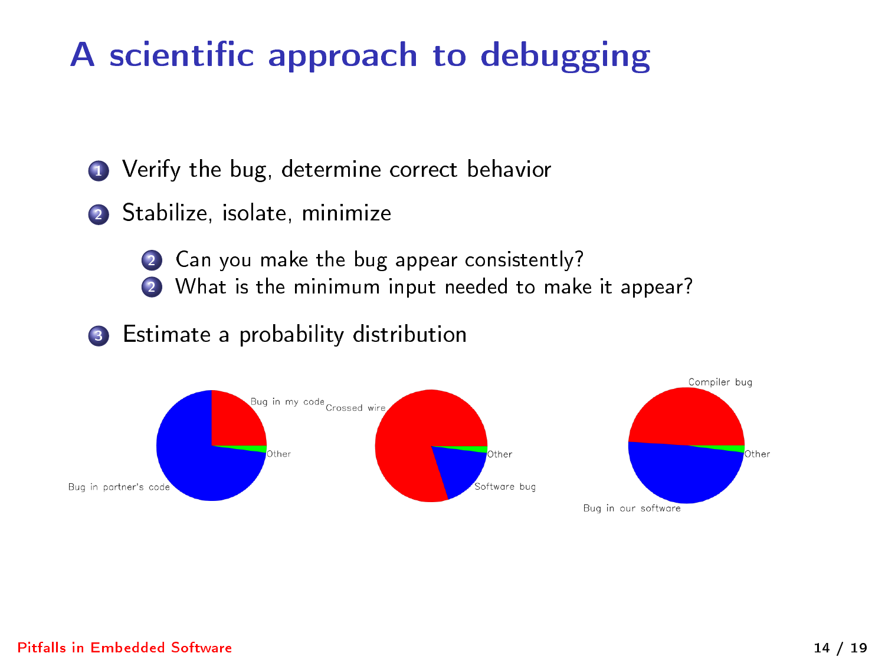# A scientific approach to debugging

1. Verify the bug, determine correct behavior
2. Stabilize, isolate, minimize
   2. Can you make the bug appear consistently?
   2. What is the minimum input needed to make it appear?
3. Estimate a probability distribution

Bug in my code

Other

Bug in partner's code

Crossed wire

Other

Software bug

Compiler bug

Other

Bug in our software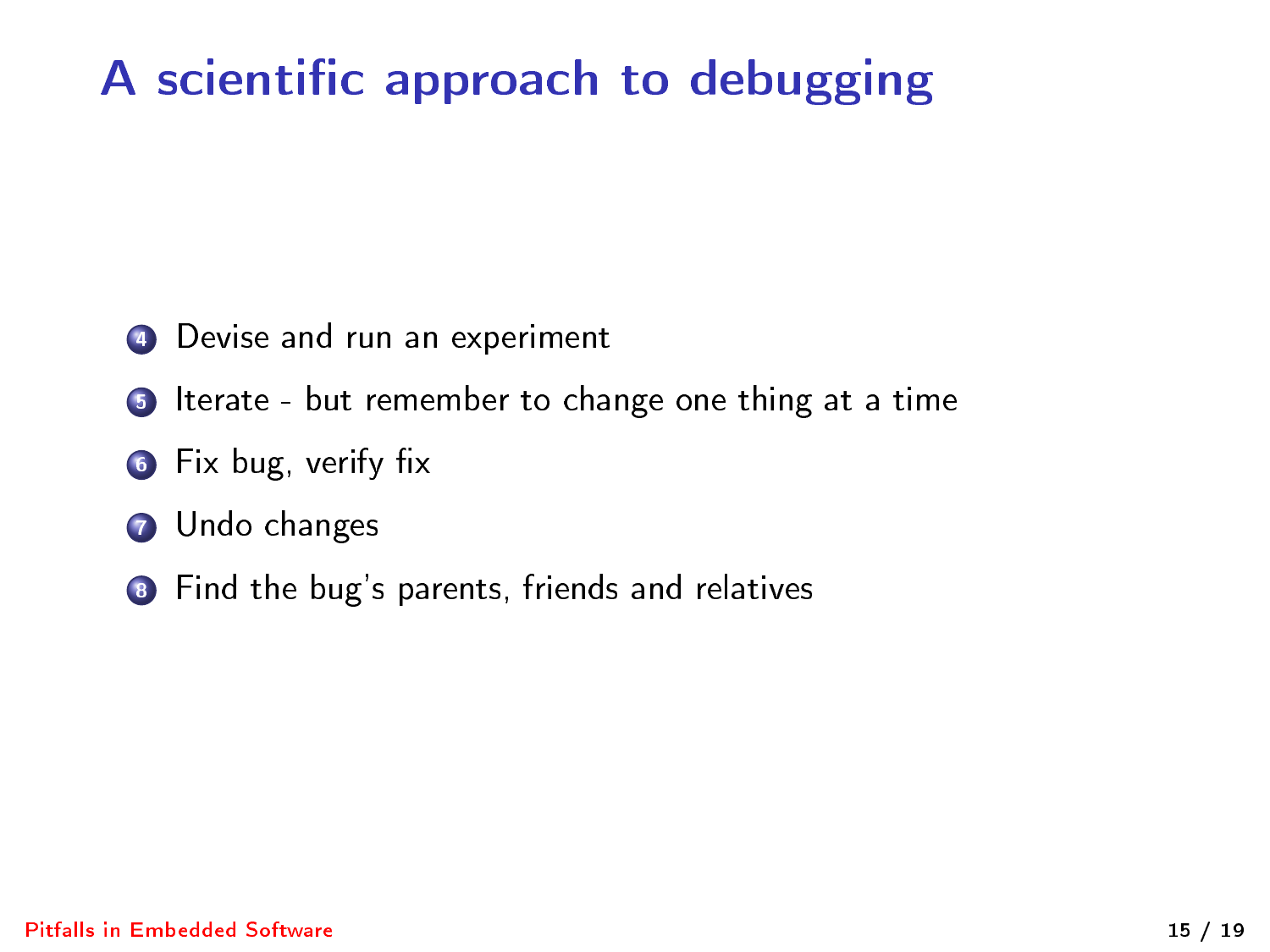# A scientific approach to debugging

4. Devise and run an experiment
5. Iterate - but remember to change one thing at a time
6. Fix bug, verify fix
7. Undo changes
8. Find the bug's parents, friends and relatives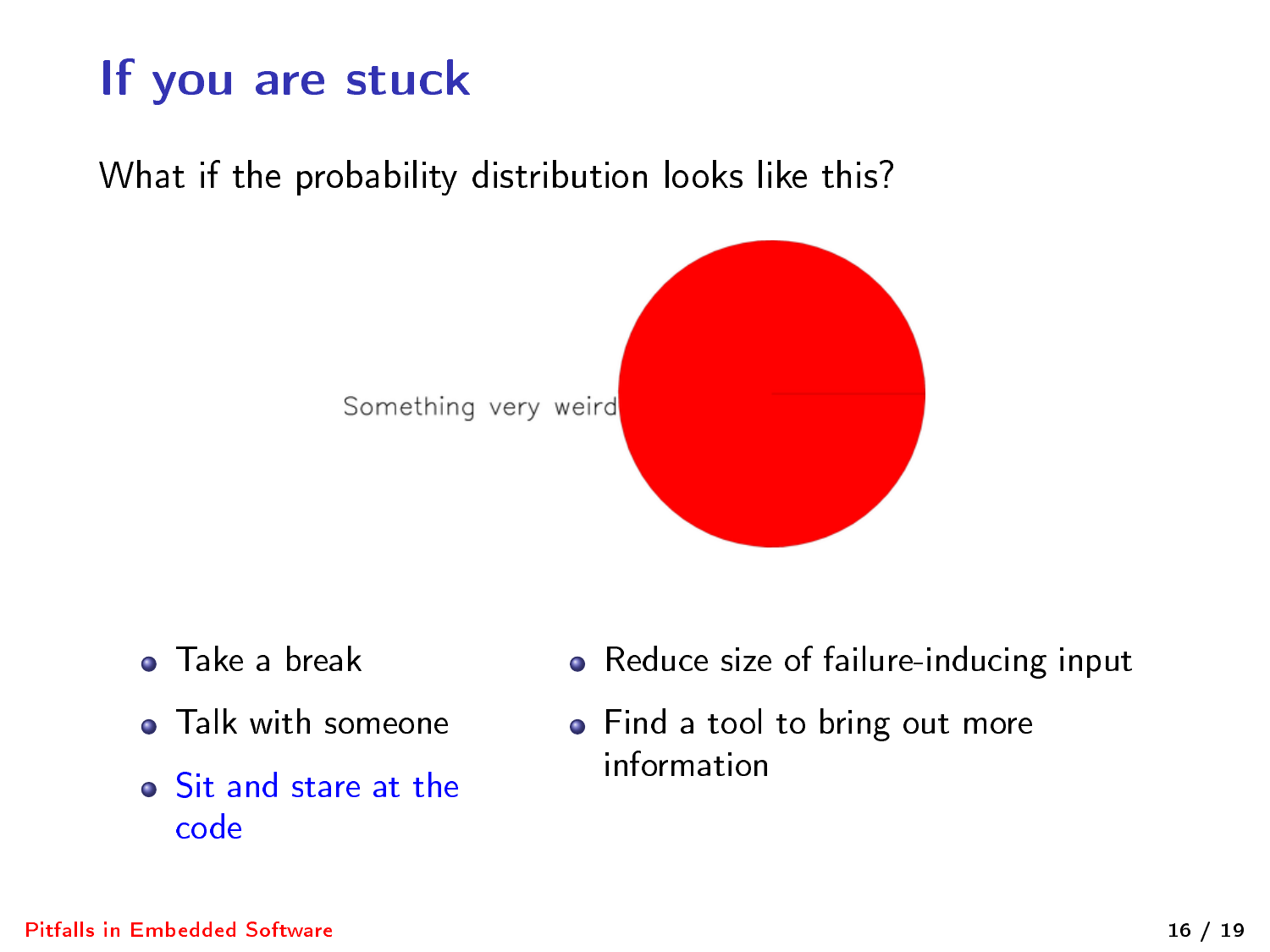# If you are stuck

What if the probability distribution looks like this?

Something very weird

- Take a break
- Talk with someone
- Sit and stare at the code
- Reduce size of failure-inducing input
- Find a tool to bring out more information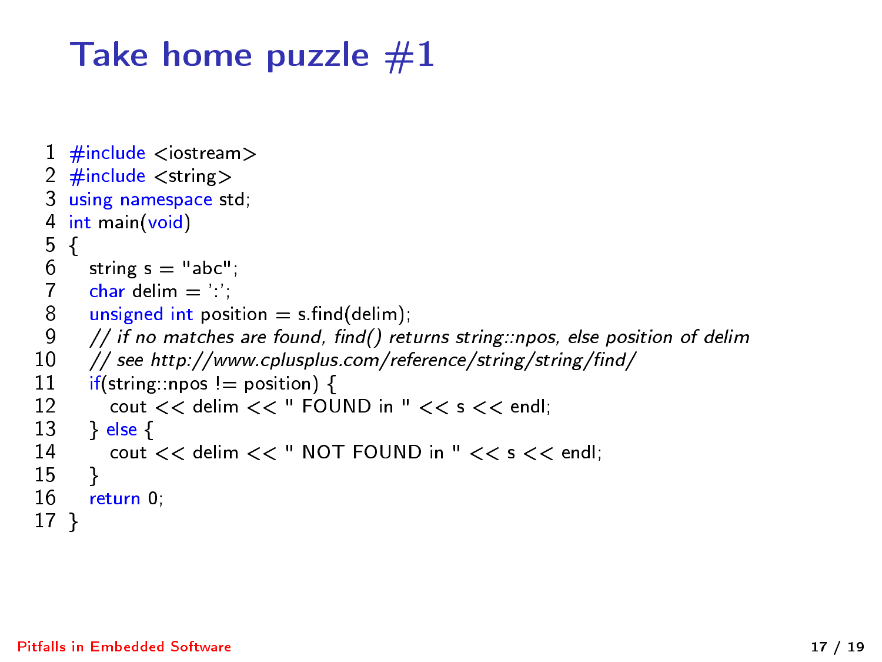# Take home puzzle #1

```
 1 #include <iostream>
 2 #include <string>
 3 using namespace std;
 4 int main(void)
 5 {
 6    string s = "abc";
 7    char delim = ':';
 8    unsigned int position = s.find(delim);
 9    // if no matches are found, find() returns string::npos, else position of delim
10    // see http://www.cplusplus.com/reference/string/string/find/
11    if(string::npos != position) {
12       cout << delim << " FOUND in " << s << endl;
13    } else {
14       cout << delim << " NOT FOUND in " << s << endl;
15    }
16    return 0;
17 }
```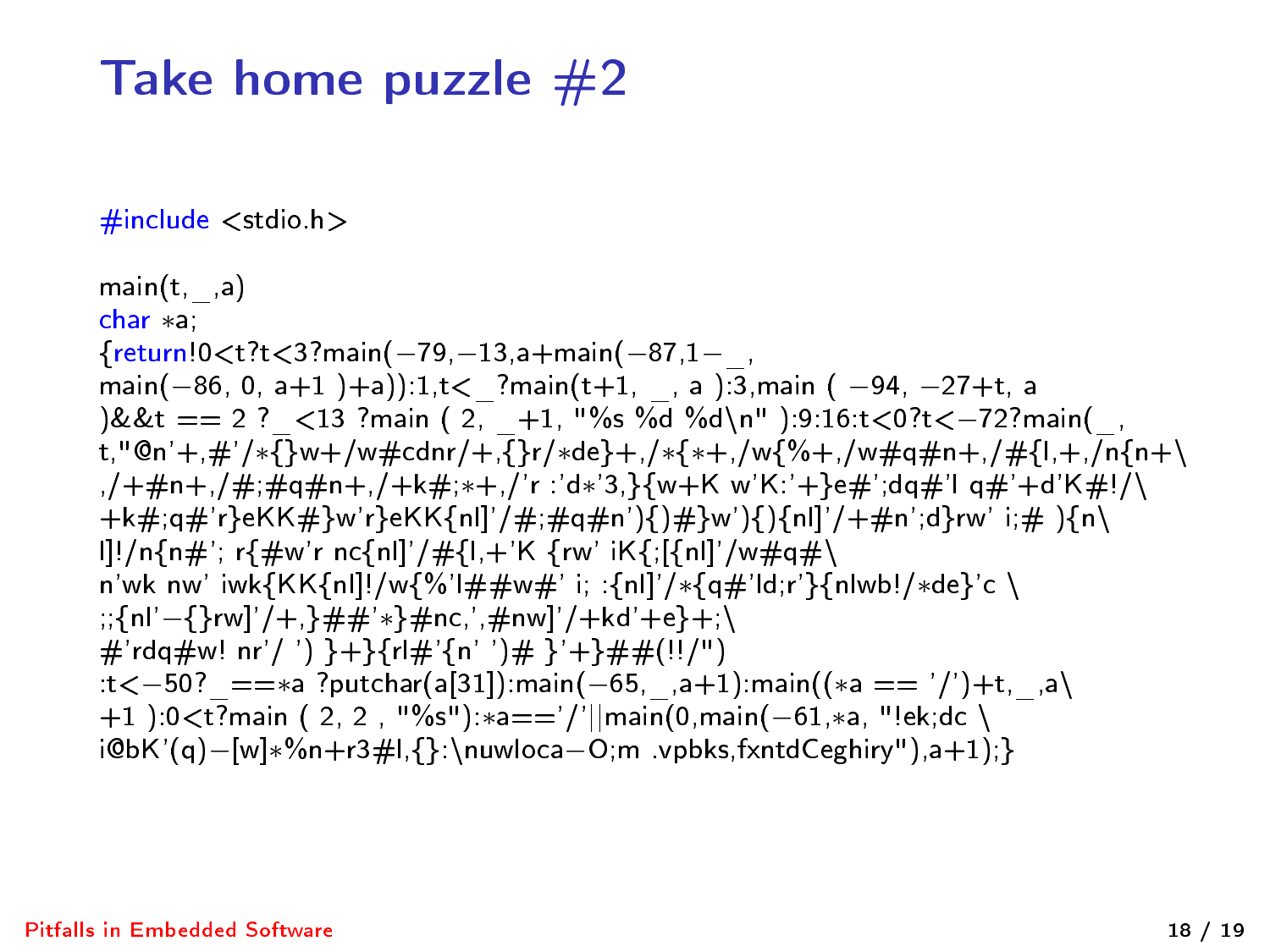# Take home puzzle #2

```
#include <stdio.h>

main(t,_,a)
char *a;
{return!0<t?t<3?main(-79,-13,a+main(-87,1-_,
main(-86, 0, a+1 )+a)):1,t<_?main(t+1, _, a ):3,main ( -94, -27+t, a
)&&t == 2 ?_<13 ?main ( 2, _+1, "%s %d %d\n" ):9:16:t<0?t<-72?main(_,
t,"@n'+,#'/*{}w+/w#cdnr/+,{}r/*de}+,/*{*+,/w{%+,/w#q#n+,/#{l,+,/n{n+\
,/+#n+,/#;#q#n+,/+k#;*+,/'r :'d*'3,}{w+K w'K:'+}e#';dq#'l q#'+d'K#!/\
+k#;q#'r}eKK#}w'r}eKK{nl]'/#;#q#n'){)#}w'){){nl]'/+#n';d}rw' i;# ){n\
l]!/n{n#'; r{#w'r nc{nl]'/#{l,+'K {rw' iK{;[{nl]'/w#q#\
n'wk nw' iwk{KK{nl]!/w{%'l##w#' i; :{nl]'/*{q#'ld;r'}{nlwb!/*de}'c \
;;{nl'-{}rw]'/+,}##'*}#nc,',#nw]'/+kd'+e}+;\
#'rdq#w! nr'/ ') }+}{rl#'{n' ')# }'+}##(!!/")
:t<-50?_==*a ?putchar(a[31]):main(-65,_,a+1):main((*a == '/')+t,_,a\
+1 ):0<t?main ( 2, 2 , "%s"):*a=='/'||main(0,main(-61,*a, "!ek;dc \
i@bK'(q)-[w]*%n+r3#l,{}:\nuwloca-O;m .vpbks,fxntdCeghiry"),a+1);}
```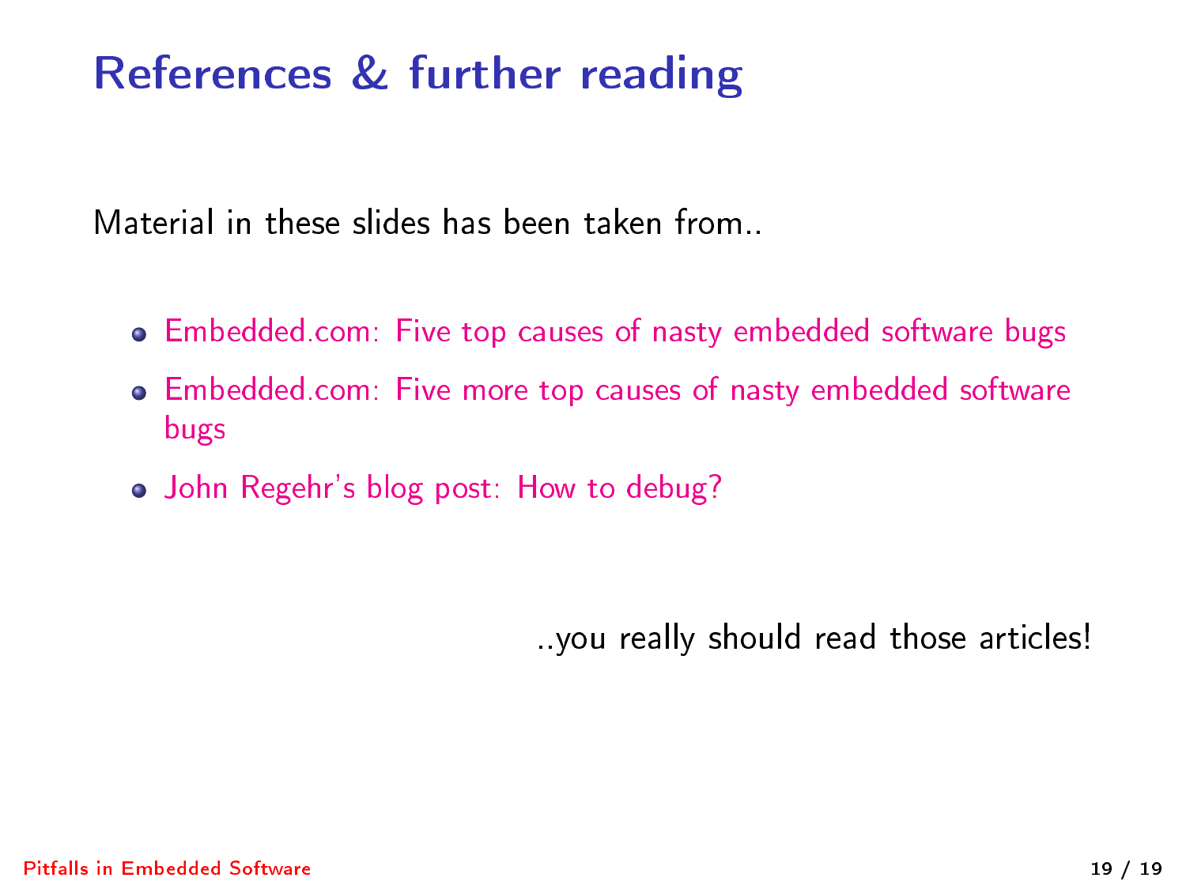# References & further reading

Material in these slides has been taken from..

- Embedded.com: Five top causes of nasty embedded software bugs
- Embedded.com: Five more top causes of nasty embedded software bugs
- John Regehr's blog post: How to debug?

..you really should read those articles!